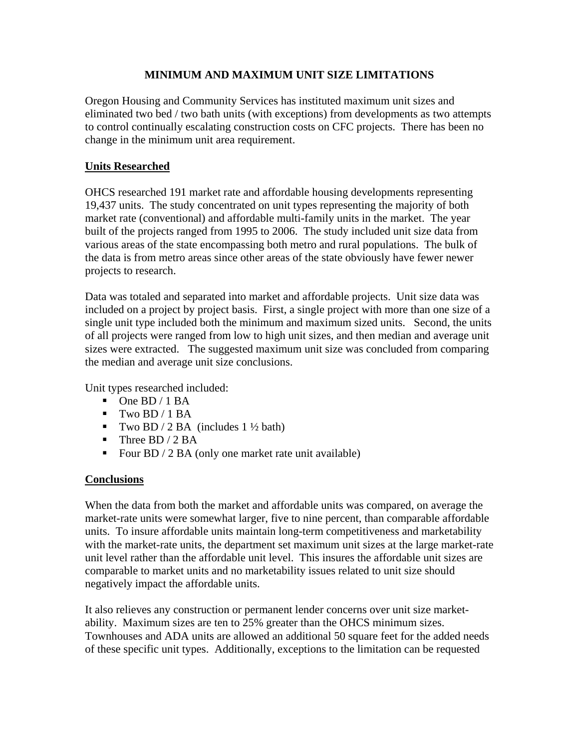# MINIMUM AND MAXIMUM UNIT SIZE LIMITATIONS

Oregon Housing and Community Services has instituted maximum unit sizes and eliminated two bed / two bath units (with exceptions) from developments as two attempts to control continually escalating construction costs on CFC projects. There has been no change in the minimum unit area requirement.

## Units Researched

OHCS researched 191 market rate and affordable housing developments representing 19,437 units. The study concentrated on unit types representing the majority of both market rate (conventional) and affordable multi-family units in the market. The year built of the projects ranged from 1995 to 2006. The study included unit size data from various areas of the state encompassing both metro and rural populations. The bulk of the data is from metro areas since other areas of the state obviously have fewer newer projects to research.

Data was totaled and separated into market and affordable projects. Unit size data was included on a project by project basis. First, a single project with more than one size of a single unit type included both the minimum and maximum sized units. Second, the units of all projects were ranged from low to high unit sizes, and then median and average unit sizes were extracted. The suggested maximum unit size was concluded from comparing the median and average unit size conclusions.

Unit types researched included:

- One BD / 1 BA
- Two BD / 1 BA
- Two BD / 2 BA (includes 1 ½ bath)
- Three BD / 2 BA
- Four BD / 2 BA (only one market rate unit available)

## Conclusions

When the data from both the market and affordable units was compared, on average the market-rate units were somewhat larger, five to nine percent, than comparable affordable units. To insure affordable units maintain long-term competitiveness and marketability with the market-rate units, the department set maximum unit sizes at the large market-rate unit level rather than the affordable unit level. This insures the affordable unit sizes are comparable to market units and no marketability issues related to unit size should negatively impact the affordable units.

It also relieves any construction or permanent lender concerns over unit size market-ability. Maximum sizes are ten to 25% greater than the OHCS minimum sizes. Townhouses and ADA units are allowed an additional 50 square feet for the added needs of these specific unit types. Additionally, exceptions to the limitation can be requested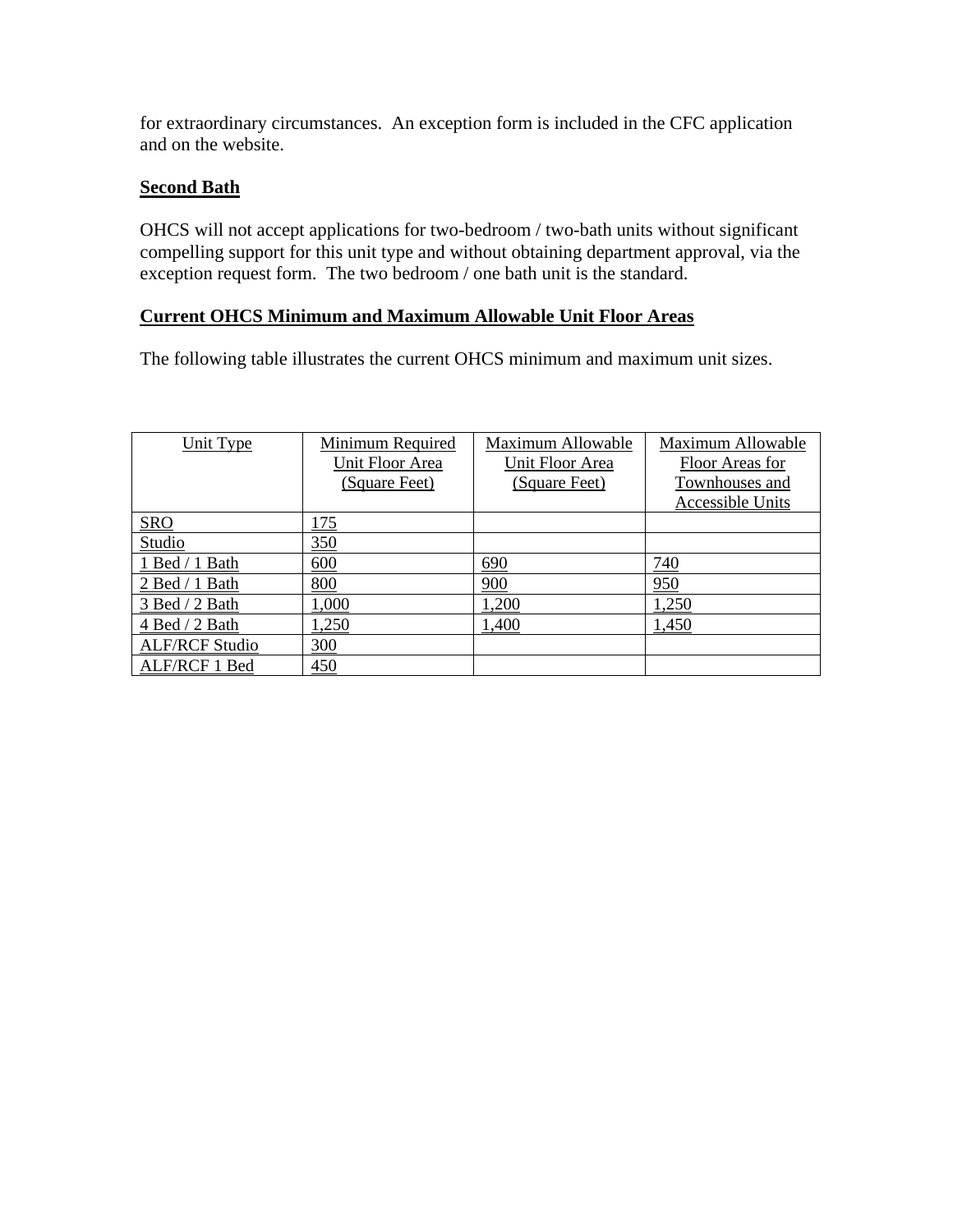for extraordinary circumstances. An exception form is included in the CFC application and on the website.

**Second Bath**

OHCS will not accept applications for two-bedroom / two-bath units without significant compelling support for this unit type and without obtaining department approval, via the exception request form. The two bedroom / one bath unit is the standard.

**Current OHCS Minimum and Maximum Allowable Unit Floor Areas**

The following table illustrates the current OHCS minimum and maximum unit sizes.

| Unit Type | Minimum Required Unit Floor Area (Square Feet) | Maximum Allowable Unit Floor Area (Square Feet) | Maximum Allowable Floor Areas for Townhouses and Accessible Units |
|---|---|---|---|
| SRO | 175 | | |
| Studio | 350 | | |
| 1 Bed / 1 Bath | 600 | 690 | 740 |
| 2 Bed / 1 Bath | 800 | 900 | 950 |
| 3 Bed / 2 Bath | 1,000 | 1,200 | 1,250 |
| 4 Bed / 2 Bath | 1,250 | 1,400 | 1,450 |
| ALF/RCF Studio | 300 | | |
| ALF/RCF 1 Bed | 450 | | |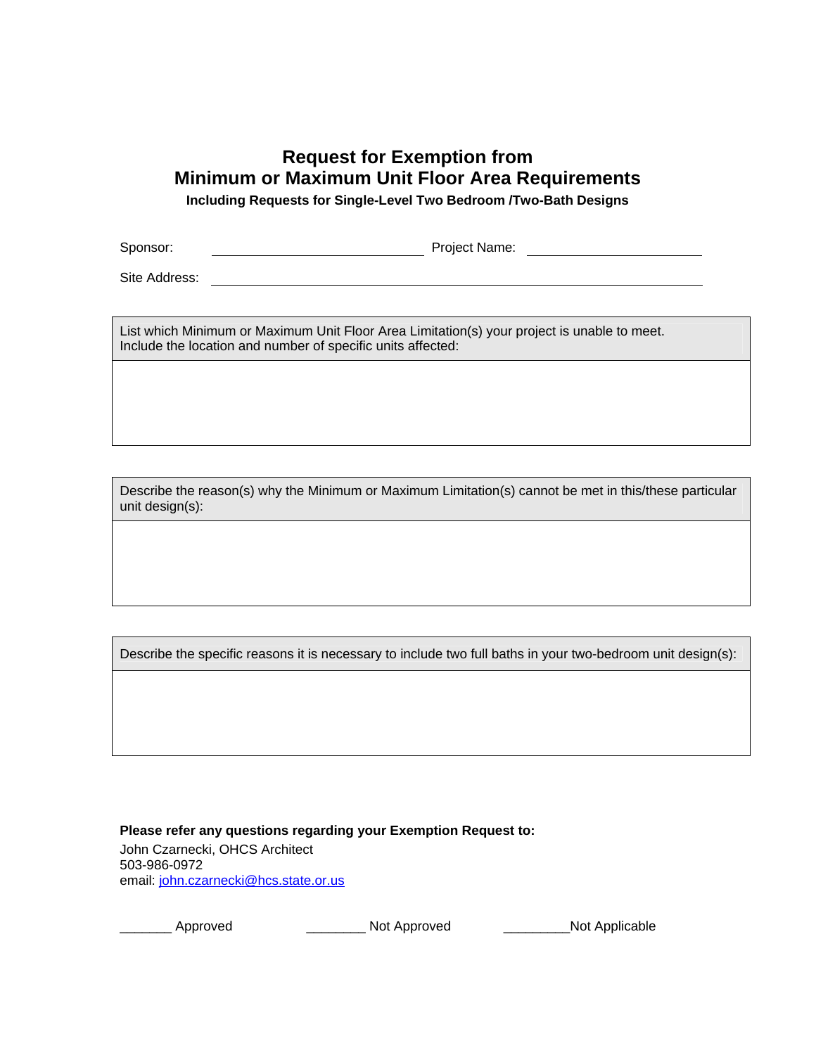# Request for Exemption from Minimum or Maximum Unit Floor Area Requirements

**Including Requests for Single-Level Two Bedroom /Two-Bath Designs**

Sponsor: \_\_\_\_\_\_\_\_\_\_\_\_\_\_\_\_\_\_\_\_\_\_\_\_\_\_\_\_ Project Name: \_\_\_\_\_\_\_\_\_\_\_\_\_\_\_\_\_\_\_\_\_\_\_\_

Site Address: \_\_\_\_\_\_\_\_\_\_\_\_\_\_\_\_\_\_\_\_\_\_\_\_\_\_\_\_\_\_\_\_\_\_\_\_\_\_\_\_\_\_\_\_\_\_\_\_\_\_\_\_\_\_\_\_\_\_\_\_\_\_

| List which Minimum or Maximum Unit Floor Area Limitation(s) your project is unable to meet. Include the location and number of specific units affected: |
|---|
| |

| Describe the reason(s) why the Minimum or Maximum Limitation(s) cannot be met in this/these particular unit design(s): |
|---|
| |

| Describe the specific reasons it is necessary to include two full baths in your two-bedroom unit design(s): |
|---|
| |

**Please refer any questions regarding your Exemption Request to:**

John Czarnecki, OHCS Architect
503-986-0972
email: john.czarnecki@hcs.state.or.us

\_\_\_\_\_\_\_ Approved \_\_\_\_\_\_\_\_ Not Approved \_\_\_\_\_\_\_\_\_Not Applicable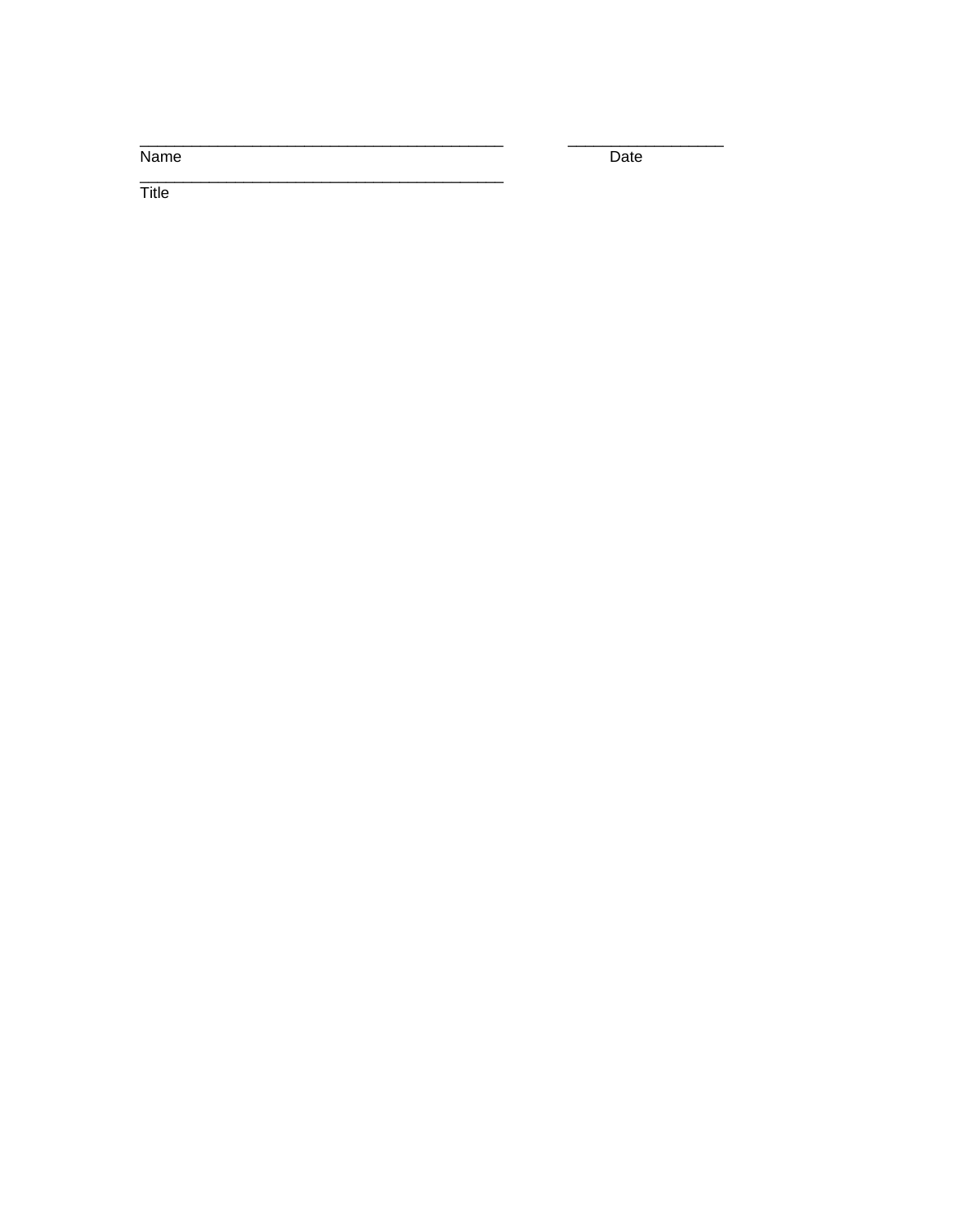\_\_\_\_\_\_\_\_\_\_\_\_\_\_\_\_\_\_\_\_\_\_\_\_\_\_\_\_\_\_\_\_\_\_\_\_\_\_\_\_ &nbsp;&nbsp;&nbsp;&nbsp;&nbsp;&nbsp;&nbsp;&nbsp; \_\_\_\_\_\_\_\_\_\_\_\_\_\_\_\_\_
Name &nbsp;&nbsp;&nbsp;&nbsp;&nbsp;&nbsp;&nbsp;&nbsp;&nbsp;&nbsp;&nbsp;&nbsp;&nbsp;&nbsp;&nbsp;&nbsp;&nbsp;&nbsp;&nbsp;&nbsp;&nbsp;&nbsp;&nbsp;&nbsp;&nbsp;&nbsp;&nbsp;&nbsp;&nbsp;&nbsp;&nbsp;&nbsp;&nbsp;&nbsp;&nbsp;&nbsp;&nbsp;&nbsp;&nbsp;&nbsp;&nbsp;&nbsp;&nbsp;&nbsp;&nbsp;&nbsp;&nbsp;&nbsp;&nbsp;&nbsp;&nbsp;&nbsp;&nbsp;&nbsp;&nbsp;&nbsp;&nbsp;&nbsp; Date

\_\_\_\_\_\_\_\_\_\_\_\_\_\_\_\_\_\_\_\_\_\_\_\_\_\_\_\_\_\_\_\_\_\_\_\_\_\_\_\_
Title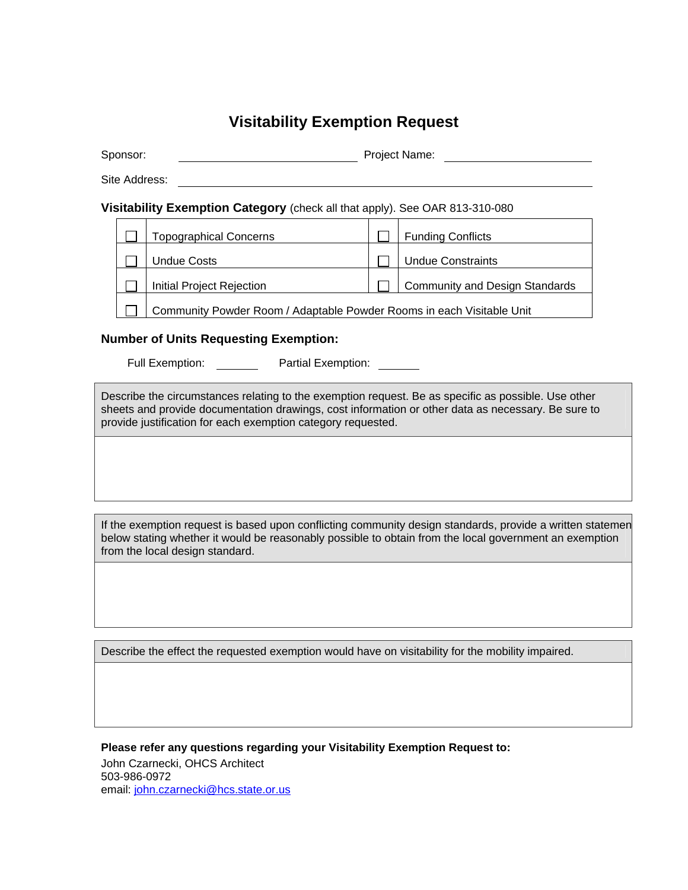# Visitability Exemption Request

Sponsor: ____________________ Project Name: ____________________

Site Address: ________________________________________

**Visitability Exemption Category** (check all that apply). See OAR 813-310-080

| | | | |
|---|---|---|---|
| ☐ | Topographical Concerns | ☐ | Funding Conflicts |
| ☐ | Undue Costs | ☐ | Undue Constraints |
| ☐ | Initial Project Rejection | ☐ | Community and Design Standards |
| ☐ | Community Powder Room / Adaptable Powder Rooms in each Visitable Unit | | |

**Number of Units Requesting Exemption:**

Full Exemption: ______ Partial Exemption: ______

| Describe the circumstances relating to the exemption request. Be as specific as possible. Use other sheets and provide documentation drawings, cost information or other data as necessary. Be sure to provide justification for each exemption category requested. |
|---|
| |

| If the exemption request is based upon conflicting community design standards, provide a written statemen below stating whether it would be reasonably possible to obtain from the local government an exemption from the local design standard. |
|---|
| |

| Describe the effect the requested exemption would have on visitability for the mobility impaired. |
|---|
| |

**Please refer any questions regarding your Visitability Exemption Request to:**

John Czarnecki, OHCS Architect
503-986-0972
email: john.czarnecki@hcs.state.or.us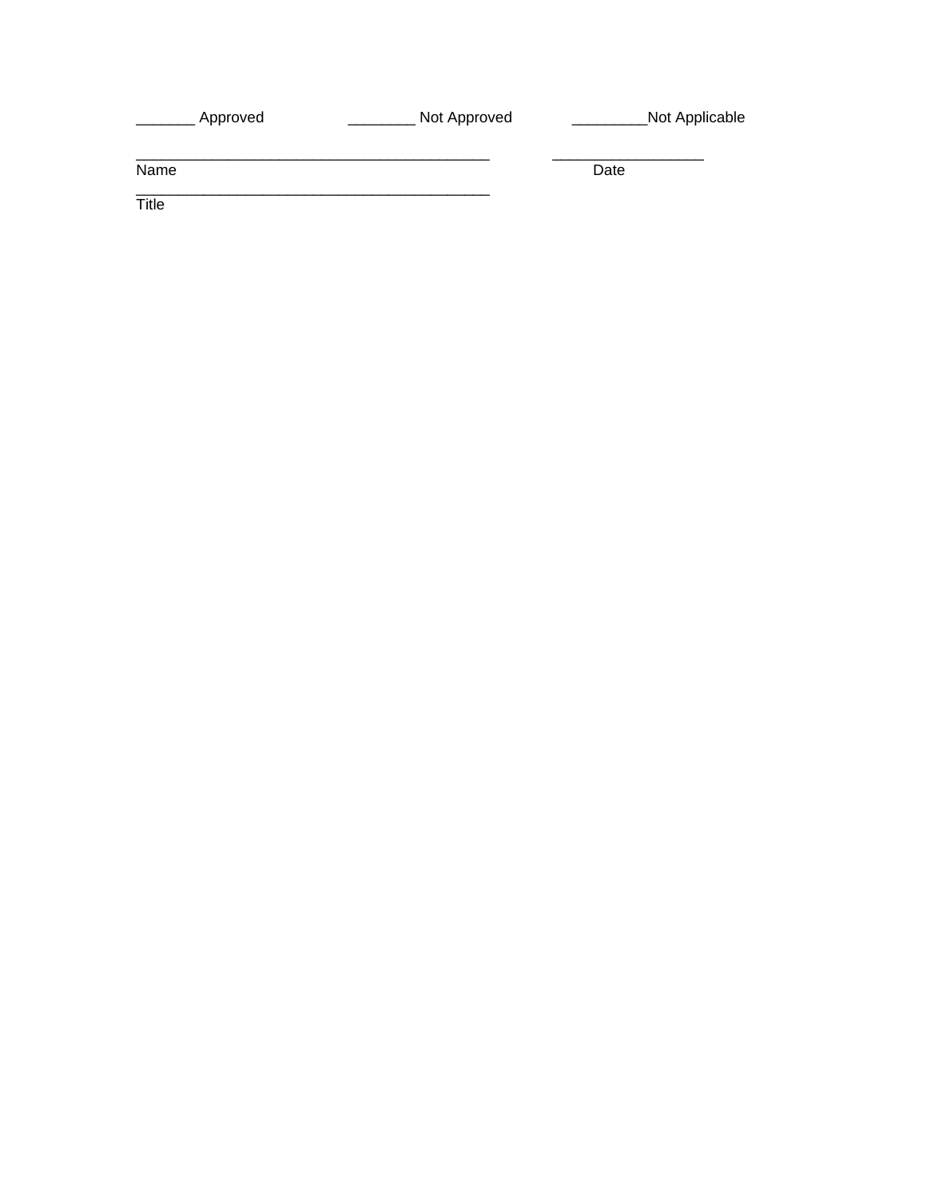_______ Approved ________ Not Approved _________Not Applicable

__________________________________________ __________________
Name Date

__________________________________________
Title